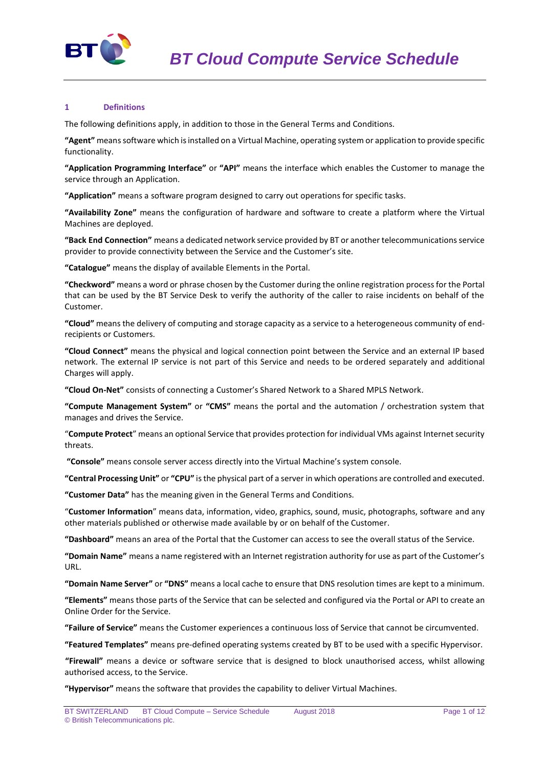# BT Cloud Compute Service Schedule

## 1 Definitions

The following definitions apply, in addition to those in the General Terms and Conditions.

**"Agent"** means software which is installed on a Virtual Machine, operating system or application to provide specific functionality.

**"Application Programming Interface"** or **"API"** means the interface which enables the Customer to manage the service through an Application.

**"Application"** means a software program designed to carry out operations for specific tasks.

**"Availability Zone"** means the configuration of hardware and software to create a platform where the Virtual Machines are deployed.

**"Back End Connection"** means a dedicated network service provided by BT or another telecommunications service provider to provide connectivity between the Service and the Customer's site.

**"Catalogue"** means the display of available Elements in the Portal.

**"Checkword"** means a word or phrase chosen by the Customer during the online registration process for the Portal that can be used by the BT Service Desk to verify the authority of the caller to raise incidents on behalf of the Customer.

**"Cloud"** means the delivery of computing and storage capacity as a service to a heterogeneous community of end-recipients or Customers.

**"Cloud Connect"** means the physical and logical connection point between the Service and an external IP based network. The external IP service is not part of this Service and needs to be ordered separately and additional Charges will apply.

**"Cloud On-Net"** consists of connecting a Customer's Shared Network to a Shared MPLS Network.

**"Compute Management System"** or **"CMS"** means the portal and the automation / orchestration system that manages and drives the Service.

"**Compute Protect**" means an optional Service that provides protection for individual VMs against Internet security threats.

**"Console"** means console server access directly into the Virtual Machine's system console.

**"Central Processing Unit"** or **"CPU"** is the physical part of a server in which operations are controlled and executed.

**"Customer Data"** has the meaning given in the General Terms and Conditions.

"**Customer Information**" means data, information, video, graphics, sound, music, photographs, software and any other materials published or otherwise made available by or on behalf of the Customer.

**"Dashboard"** means an area of the Portal that the Customer can access to see the overall status of the Service.

**"Domain Name"** means a name registered with an Internet registration authority for use as part of the Customer's URL.

**"Domain Name Server"** or **"DNS"** means a local cache to ensure that DNS resolution times are kept to a minimum.

**"Elements"** means those parts of the Service that can be selected and configured via the Portal or API to create an Online Order for the Service.

**"Failure of Service"** means the Customer experiences a continuous loss of Service that cannot be circumvented.

**"Featured Templates"** means pre-defined operating systems created by BT to be used with a specific Hypervisor.

**"Firewall"** means a device or software service that is designed to block unauthorised access, whilst allowing authorised access, to the Service.

**"Hypervisor"** means the software that provides the capability to deliver Virtual Machines.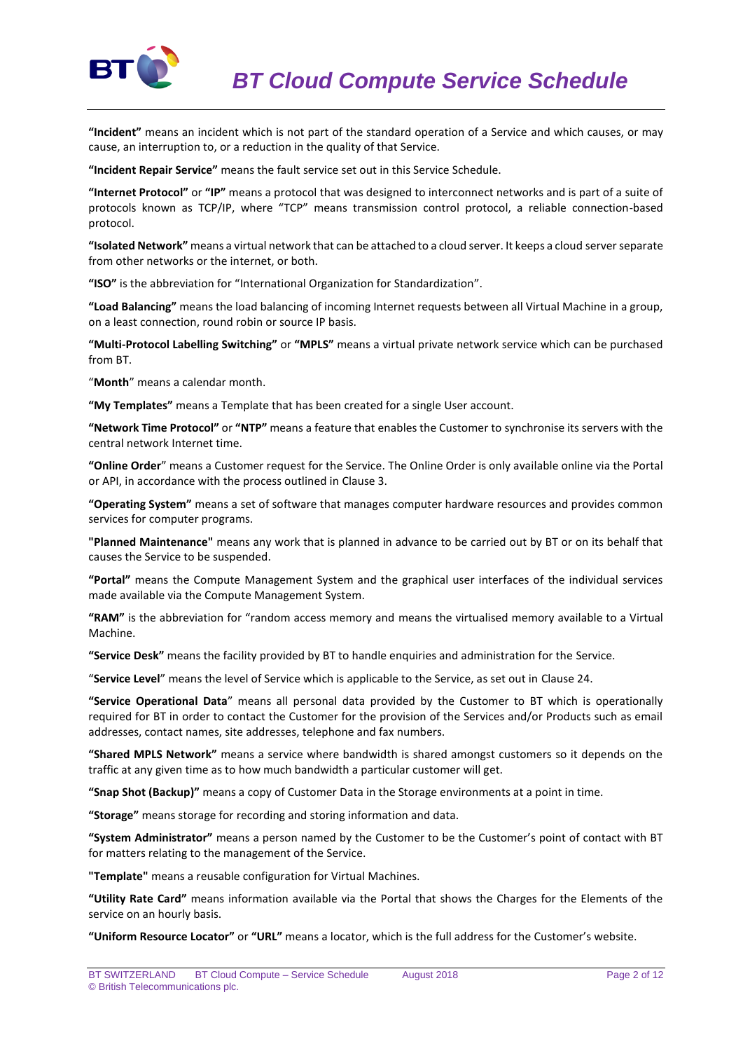**"Incident"** means an incident which is not part of the standard operation of a Service and which causes, or may cause, an interruption to, or a reduction in the quality of that Service.

**"Incident Repair Service"** means the fault service set out in this Service Schedule.

**"Internet Protocol"** or **"IP"** means a protocol that was designed to interconnect networks and is part of a suite of protocols known as TCP/IP, where "TCP" means transmission control protocol, a reliable connection-based protocol.

**"Isolated Network"** means a virtual network that can be attached to a cloud server. It keeps a cloud server separate from other networks or the internet, or both.

**"ISO"** is the abbreviation for "International Organization for Standardization".

**"Load Balancing"** means the load balancing of incoming Internet requests between all Virtual Machine in a group, on a least connection, round robin or source IP basis.

**"Multi-Protocol Labelling Switching"** or **"MPLS"** means a virtual private network service which can be purchased from BT.

"**Month**" means a calendar month.

**"My Templates"** means a Template that has been created for a single User account.

**"Network Time Protocol"** or **"NTP"** means a feature that enables the Customer to synchronise its servers with the central network Internet time.

**"Online Order**" means a Customer request for the Service. The Online Order is only available online via the Portal or API, in accordance with the process outlined in Clause 3.

**"Operating System"** means a set of software that manages computer hardware resources and provides common services for computer programs.

**"Planned Maintenance"** means any work that is planned in advance to be carried out by BT or on its behalf that causes the Service to be suspended.

**"Portal"** means the Compute Management System and the graphical user interfaces of the individual services made available via the Compute Management System.

**"RAM"** is the abbreviation for "random access memory and means the virtualised memory available to a Virtual Machine.

**"Service Desk"** means the facility provided by BT to handle enquiries and administration for the Service.

"**Service Level**" means the level of Service which is applicable to the Service, as set out in Clause 24.

**"Service Operational Data**" means all personal data provided by the Customer to BT which is operationally required for BT in order to contact the Customer for the provision of the Services and/or Products such as email addresses, contact names, site addresses, telephone and fax numbers.

**"Shared MPLS Network"** means a service where bandwidth is shared amongst customers so it depends on the traffic at any given time as to how much bandwidth a particular customer will get.

**"Snap Shot (Backup)"** means a copy of Customer Data in the Storage environments at a point in time.

**"Storage"** means storage for recording and storing information and data.

**"System Administrator"** means a person named by the Customer to be the Customer's point of contact with BT for matters relating to the management of the Service.

**"Template"** means a reusable configuration for Virtual Machines.

**"Utility Rate Card"** means information available via the Portal that shows the Charges for the Elements of the service on an hourly basis.

**"Uniform Resource Locator"** or **"URL"** means a locator, which is the full address for the Customer's website.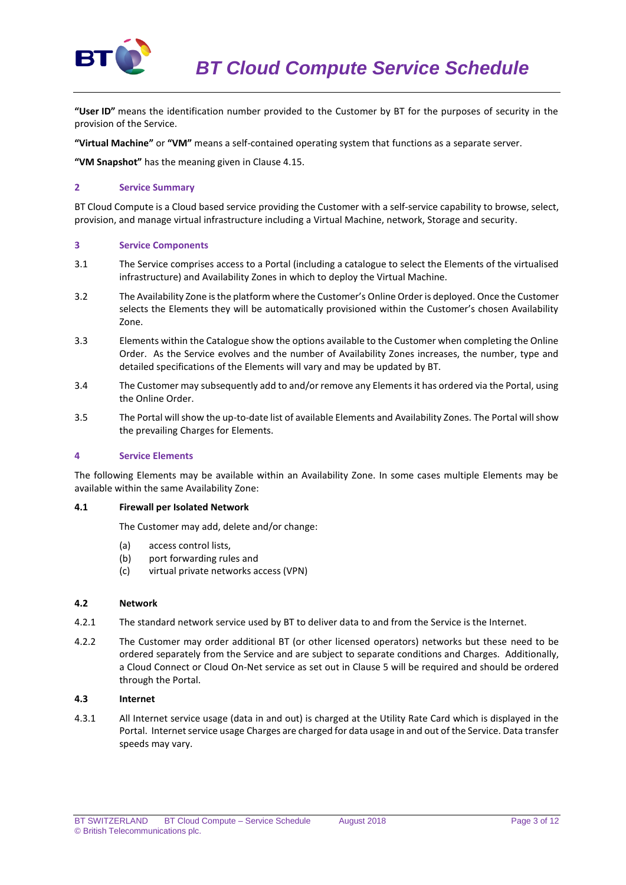**"User ID"** means the identification number provided to the Customer by BT for the purposes of security in the provision of the Service.

**"Virtual Machine"** or **"VM"** means a self-contained operating system that functions as a separate server.

**"VM Snapshot"** has the meaning given in Clause 4.15.

## 2 Service Summary

BT Cloud Compute is a Cloud based service providing the Customer with a self-service capability to browse, select, provision, and manage virtual infrastructure including a Virtual Machine, network, Storage and security.

## 3 Service Components

3.1 The Service comprises access to a Portal (including a catalogue to select the Elements of the virtualised infrastructure) and Availability Zones in which to deploy the Virtual Machine.

3.2 The Availability Zone is the platform where the Customer's Online Order is deployed. Once the Customer selects the Elements they will be automatically provisioned within the Customer's chosen Availability Zone.

3.3 Elements within the Catalogue show the options available to the Customer when completing the Online Order. As the Service evolves and the number of Availability Zones increases, the number, type and detailed specifications of the Elements will vary and may be updated by BT.

3.4 The Customer may subsequently add to and/or remove any Elements it has ordered via the Portal, using the Online Order.

3.5 The Portal will show the up-to-date list of available Elements and Availability Zones. The Portal will show the prevailing Charges for Elements.

## 4 Service Elements

The following Elements may be available within an Availability Zone. In some cases multiple Elements may be available within the same Availability Zone:

### 4.1 Firewall per Isolated Network

The Customer may add, delete and/or change:

(a) access control lists,
(b) port forwarding rules and
(c) virtual private networks access (VPN)

### 4.2 Network

4.2.1 The standard network service used by BT to deliver data to and from the Service is the Internet.

4.2.2 The Customer may order additional BT (or other licensed operators) networks but these need to be ordered separately from the Service and are subject to separate conditions and Charges. Additionally, a Cloud Connect or Cloud On-Net service as set out in Clause 5 will be required and should be ordered through the Portal.

### 4.3 Internet

4.3.1 All Internet service usage (data in and out) is charged at the Utility Rate Card which is displayed in the Portal. Internet service usage Charges are charged for data usage in and out of the Service. Data transfer speeds may vary.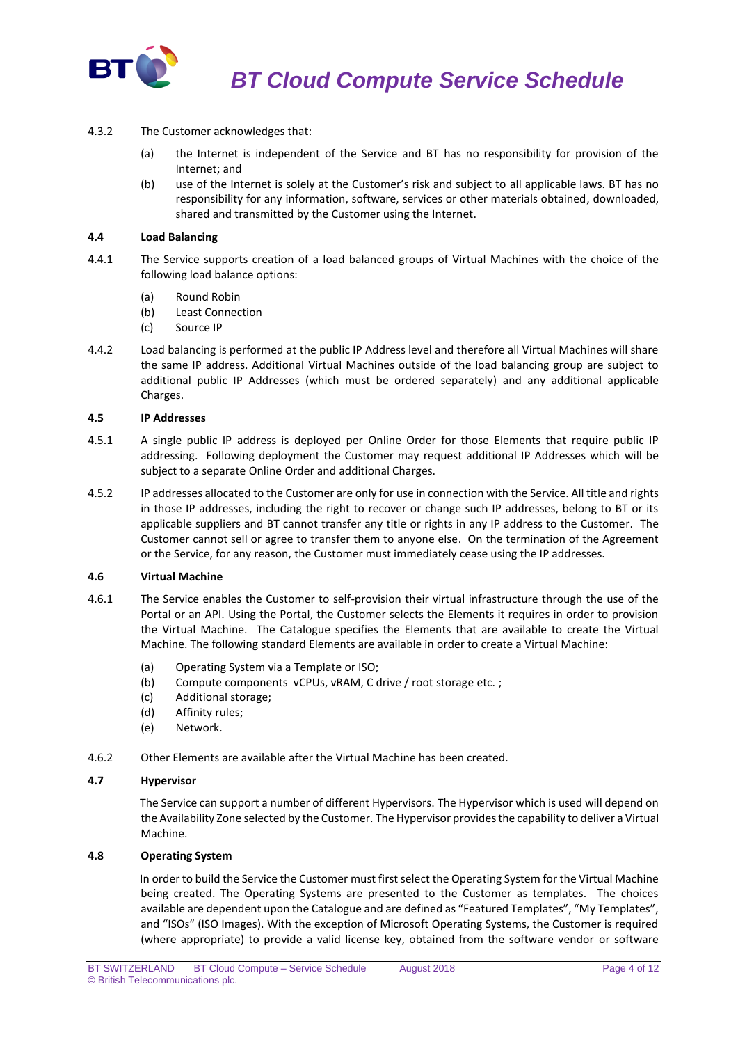4.3.2 The Customer acknowledges that:

(a) the Internet is independent of the Service and BT has no responsibility for provision of the Internet; and

(b) use of the Internet is solely at the Customer's risk and subject to all applicable laws. BT has no responsibility for any information, software, services or other materials obtained, downloaded, shared and transmitted by the Customer using the Internet.

**4.4 Load Balancing**

4.4.1 The Service supports creation of a load balanced groups of Virtual Machines with the choice of the following load balance options:

(a) Round Robin
(b) Least Connection
(c) Source IP

4.4.2 Load balancing is performed at the public IP Address level and therefore all Virtual Machines will share the same IP address. Additional Virtual Machines outside of the load balancing group are subject to additional public IP Addresses (which must be ordered separately) and any additional applicable Charges.

**4.5 IP Addresses**

4.5.1 A single public IP address is deployed per Online Order for those Elements that require public IP addressing. Following deployment the Customer may request additional IP Addresses which will be subject to a separate Online Order and additional Charges.

4.5.2 IP addresses allocated to the Customer are only for use in connection with the Service. All title and rights in those IP addresses, including the right to recover or change such IP addresses, belong to BT or its applicable suppliers and BT cannot transfer any title or rights in any IP address to the Customer. The Customer cannot sell or agree to transfer them to anyone else. On the termination of the Agreement or the Service, for any reason, the Customer must immediately cease using the IP addresses.

**4.6 Virtual Machine**

4.6.1 The Service enables the Customer to self-provision their virtual infrastructure through the use of the Portal or an API. Using the Portal, the Customer selects the Elements it requires in order to provision the Virtual Machine. The Catalogue specifies the Elements that are available to create the Virtual Machine. The following standard Elements are available in order to create a Virtual Machine:

(a) Operating System via a Template or ISO;
(b) Compute components vCPUs, vRAM, C drive / root storage etc. ;
(c) Additional storage;
(d) Affinity rules;
(e) Network.

4.6.2 Other Elements are available after the Virtual Machine has been created.

**4.7 Hypervisor**

The Service can support a number of different Hypervisors. The Hypervisor which is used will depend on the Availability Zone selected by the Customer. The Hypervisor provides the capability to deliver a Virtual Machine.

**4.8 Operating System**

In order to build the Service the Customer must first select the Operating System for the Virtual Machine being created. The Operating Systems are presented to the Customer as templates. The choices available are dependent upon the Catalogue and are defined as "Featured Templates", "My Templates", and "ISOs" (ISO Images). With the exception of Microsoft Operating Systems, the Customer is required (where appropriate) to provide a valid license key, obtained from the software vendor or software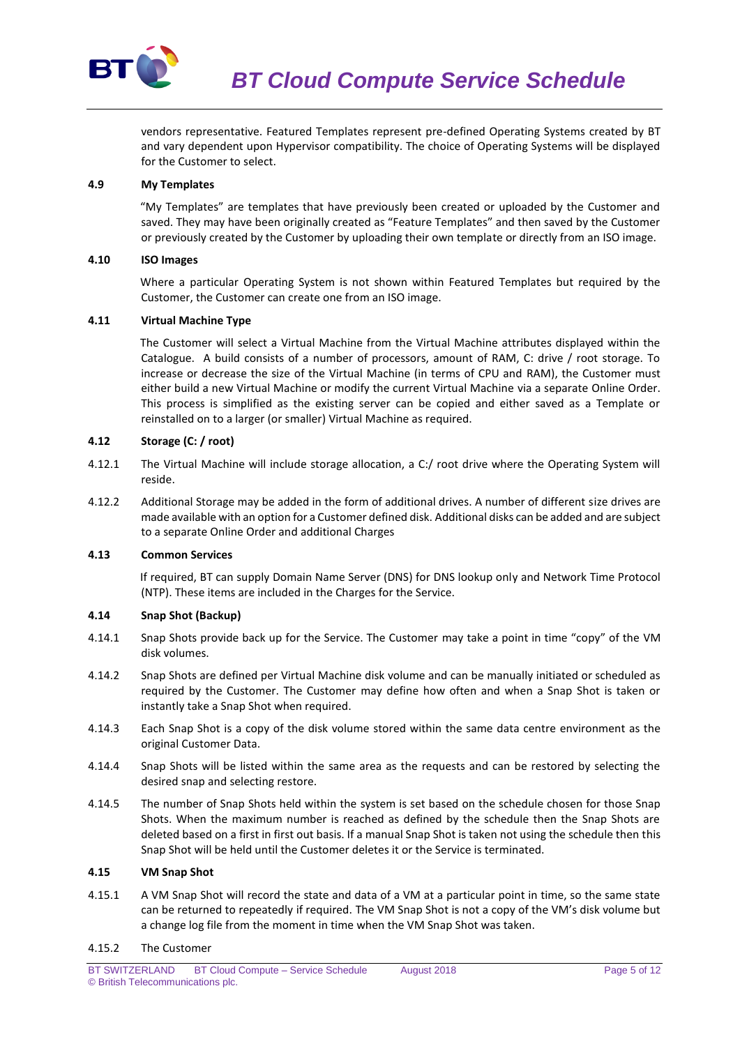vendors representative. Featured Templates represent pre-defined Operating Systems created by BT and vary dependent upon Hypervisor compatibility. The choice of Operating Systems will be displayed for the Customer to select.

**4.9 My Templates**

"My Templates" are templates that have previously been created or uploaded by the Customer and saved. They may have been originally created as "Feature Templates" and then saved by the Customer or previously created by the Customer by uploading their own template or directly from an ISO image.

**4.10 ISO Images**

Where a particular Operating System is not shown within Featured Templates but required by the Customer, the Customer can create one from an ISO image.

**4.11 Virtual Machine Type**

The Customer will select a Virtual Machine from the Virtual Machine attributes displayed within the Catalogue. A build consists of a number of processors, amount of RAM, C: drive / root storage. To increase or decrease the size of the Virtual Machine (in terms of CPU and RAM), the Customer must either build a new Virtual Machine or modify the current Virtual Machine via a separate Online Order. This process is simplified as the existing server can be copied and either saved as a Template or reinstalled on to a larger (or smaller) Virtual Machine as required.

**4.12 Storage (C: / root)**

4.12.1 The Virtual Machine will include storage allocation, a C:/ root drive where the Operating System will reside.

4.12.2 Additional Storage may be added in the form of additional drives. A number of different size drives are made available with an option for a Customer defined disk. Additional disks can be added and are subject to a separate Online Order and additional Charges

**4.13 Common Services**

If required, BT can supply Domain Name Server (DNS) for DNS lookup only and Network Time Protocol (NTP). These items are included in the Charges for the Service.

**4.14 Snap Shot (Backup)**

4.14.1 Snap Shots provide back up for the Service. The Customer may take a point in time "copy" of the VM disk volumes.

4.14.2 Snap Shots are defined per Virtual Machine disk volume and can be manually initiated or scheduled as required by the Customer. The Customer may define how often and when a Snap Shot is taken or instantly take a Snap Shot when required.

4.14.3 Each Snap Shot is a copy of the disk volume stored within the same data centre environment as the original Customer Data.

4.14.4 Snap Shots will be listed within the same area as the requests and can be restored by selecting the desired snap and selecting restore.

4.14.5 The number of Snap Shots held within the system is set based on the schedule chosen for those Snap Shots. When the maximum number is reached as defined by the schedule then the Snap Shots are deleted based on a first in first out basis. If a manual Snap Shot is taken not using the schedule then this Snap Shot will be held until the Customer deletes it or the Service is terminated.

**4.15 VM Snap Shot**

4.15.1 A VM Snap Shot will record the state and data of a VM at a particular point in time, so the same state can be returned to repeatedly if required. The VM Snap Shot is not a copy of the VM's disk volume but a change log file from the moment in time when the VM Snap Shot was taken.

4.15.2 The Customer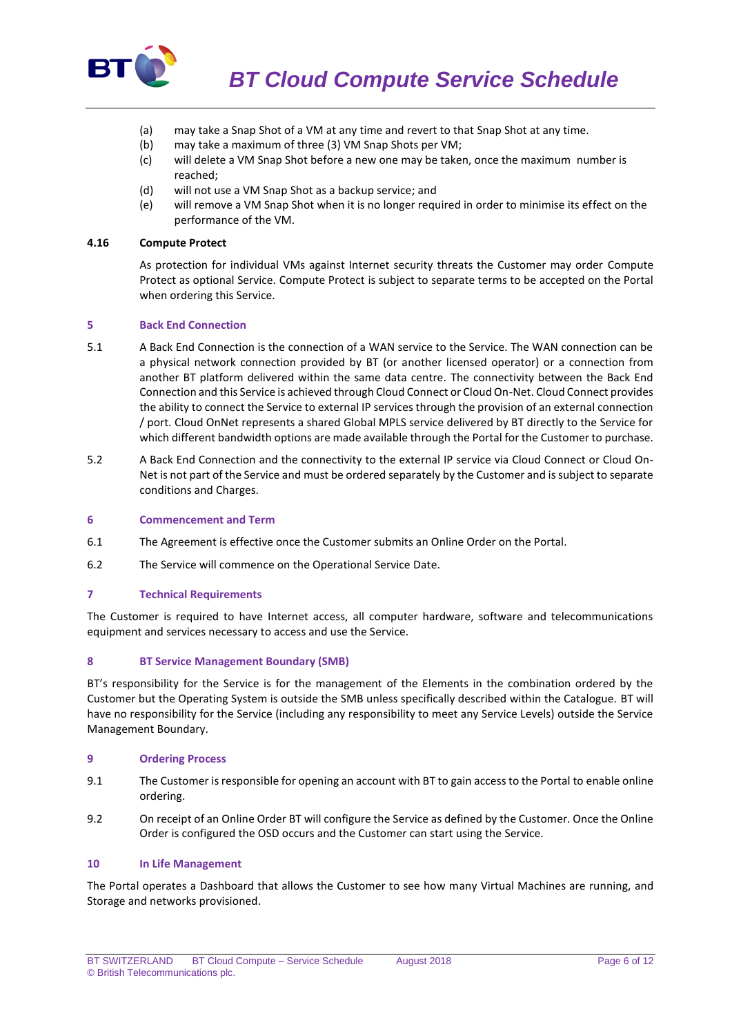(a) may take a Snap Shot of a VM at any time and revert to that Snap Shot at any time.
(b) may take a maximum of three (3) VM Snap Shots per VM;
(c) will delete a VM Snap Shot before a new one may be taken, once the maximum number is reached;
(d) will not use a VM Snap Shot as a backup service; and
(e) will remove a VM Snap Shot when it is no longer required in order to minimise its effect on the performance of the VM.

**4.16 Compute Protect**

As protection for individual VMs against Internet security threats the Customer may order Compute Protect as optional Service. Compute Protect is subject to separate terms to be accepted on the Portal when ordering this Service.

## 5 Back End Connection

5.1 A Back End Connection is the connection of a WAN service to the Service. The WAN connection can be a physical network connection provided by BT (or another licensed operator) or a connection from another BT platform delivered within the same data centre. The connectivity between the Back End Connection and this Service is achieved through Cloud Connect or Cloud On-Net. Cloud Connect provides the ability to connect the Service to external IP services through the provision of an external connection / port. Cloud OnNet represents a shared Global MPLS service delivered by BT directly to the Service for which different bandwidth options are made available through the Portal for the Customer to purchase.

5.2 A Back End Connection and the connectivity to the external IP service via Cloud Connect or Cloud On-Net is not part of the Service and must be ordered separately by the Customer and is subject to separate conditions and Charges.

## 6 Commencement and Term

6.1 The Agreement is effective once the Customer submits an Online Order on the Portal.

6.2 The Service will commence on the Operational Service Date.

## 7 Technical Requirements

The Customer is required to have Internet access, all computer hardware, software and telecommunications equipment and services necessary to access and use the Service.

## 8 BT Service Management Boundary (SMB)

BT's responsibility for the Service is for the management of the Elements in the combination ordered by the Customer but the Operating System is outside the SMB unless specifically described within the Catalogue. BT will have no responsibility for the Service (including any responsibility to meet any Service Levels) outside the Service Management Boundary.

## 9 Ordering Process

9.1 The Customer is responsible for opening an account with BT to gain access to the Portal to enable online ordering.

9.2 On receipt of an Online Order BT will configure the Service as defined by the Customer. Once the Online Order is configured the OSD occurs and the Customer can start using the Service.

## 10 In Life Management

The Portal operates a Dashboard that allows the Customer to see how many Virtual Machines are running, and Storage and networks provisioned.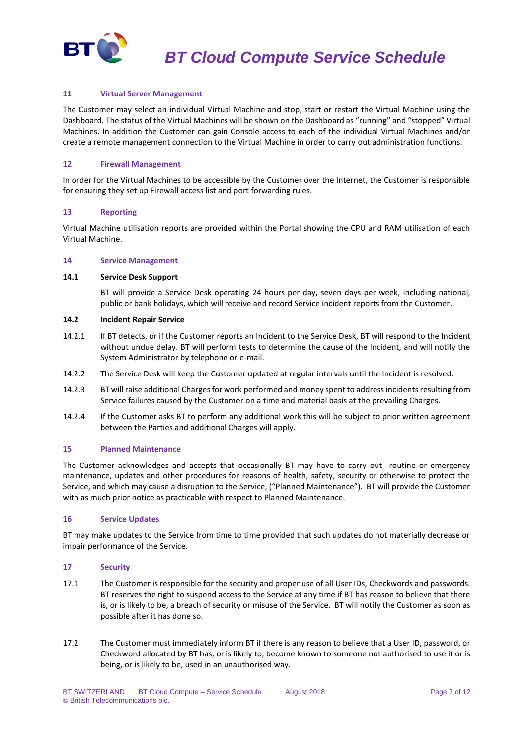## 11 Virtual Server Management

The Customer may select an individual Virtual Machine and stop, start or restart the Virtual Machine using the Dashboard. The status of the Virtual Machines will be shown on the Dashboard as "running" and "stopped" Virtual Machines. In addition the Customer can gain Console access to each of the individual Virtual Machines and/or create a remote management connection to the Virtual Machine in order to carry out administration functions.

## 12 Firewall Management

In order for the Virtual Machines to be accessible by the Customer over the Internet, the Customer is responsible for ensuring they set up Firewall access list and port forwarding rules.

## 13 Reporting

Virtual Machine utilisation reports are provided within the Portal showing the CPU and RAM utilisation of each Virtual Machine.

## 14 Service Management

### 14.1 Service Desk Support

BT will provide a Service Desk operating 24 hours per day, seven days per week, including national, public or bank holidays, which will receive and record Service incident reports from the Customer.

### 14.2 Incident Repair Service

14.2.1 If BT detects, or if the Customer reports an Incident to the Service Desk, BT will respond to the Incident without undue delay. BT will perform tests to determine the cause of the Incident, and will notify the System Administrator by telephone or e-mail.

14.2.2 The Service Desk will keep the Customer updated at regular intervals until the Incident is resolved.

14.2.3 BT will raise additional Charges for work performed and money spent to address incidents resulting from Service failures caused by the Customer on a time and material basis at the prevailing Charges.

14.2.4 If the Customer asks BT to perform any additional work this will be subject to prior written agreement between the Parties and additional Charges will apply.

## 15 Planned Maintenance

The Customer acknowledges and accepts that occasionally BT may have to carry out routine or emergency maintenance, updates and other procedures for reasons of health, safety, security or otherwise to protect the Service, and which may cause a disruption to the Service, ("Planned Maintenance"). BT will provide the Customer with as much prior notice as practicable with respect to Planned Maintenance.

## 16 Service Updates

BT may make updates to the Service from time to time provided that such updates do not materially decrease or impair performance of the Service.

## 17 Security

17.1 The Customer is responsible for the security and proper use of all User IDs, Checkwords and passwords. BT reserves the right to suspend access to the Service at any time if BT has reason to believe that there is, or is likely to be, a breach of security or misuse of the Service. BT will notify the Customer as soon as possible after it has done so.

17.2 The Customer must immediately inform BT if there is any reason to believe that a User ID, password, or Checkword allocated by BT has, or is likely to, become known to someone not authorised to use it or is being, or is likely to be, used in an unauthorised way.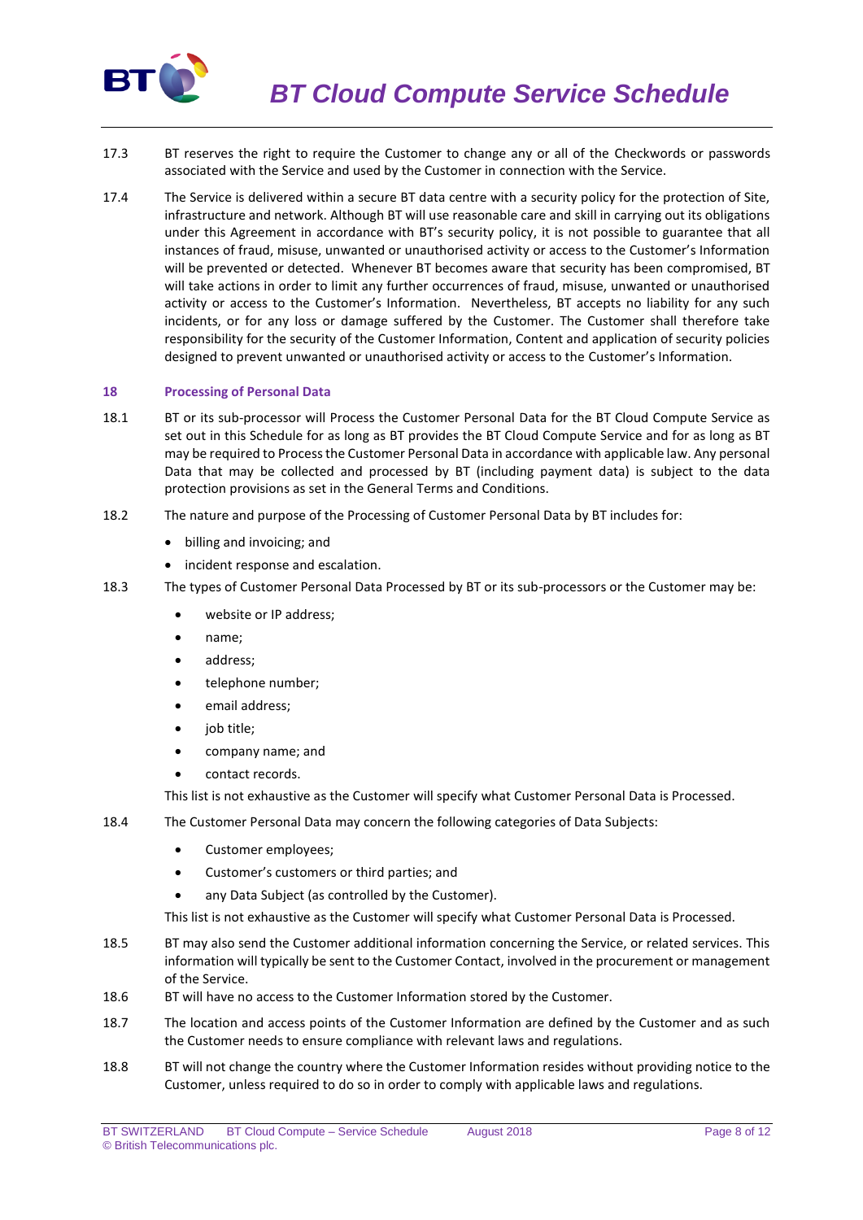17.3 BT reserves the right to require the Customer to change any or all of the Checkwords or passwords associated with the Service and used by the Customer in connection with the Service.

17.4 The Service is delivered within a secure BT data centre with a security policy for the protection of Site, infrastructure and network. Although BT will use reasonable care and skill in carrying out its obligations under this Agreement in accordance with BT's security policy, it is not possible to guarantee that all instances of fraud, misuse, unwanted or unauthorised activity or access to the Customer's Information will be prevented or detected. Whenever BT becomes aware that security has been compromised, BT will take actions in order to limit any further occurrences of fraud, misuse, unwanted or unauthorised activity or access to the Customer's Information. Nevertheless, BT accepts no liability for any such incidents, or for any loss or damage suffered by the Customer. The Customer shall therefore take responsibility for the security of the Customer Information, Content and application of security policies designed to prevent unwanted or unauthorised activity or access to the Customer's Information.

## 18 Processing of Personal Data

18.1 BT or its sub-processor will Process the Customer Personal Data for the BT Cloud Compute Service as set out in this Schedule for as long as BT provides the BT Cloud Compute Service and for as long as BT may be required to Process the Customer Personal Data in accordance with applicable law. Any personal Data that may be collected and processed by BT (including payment data) is subject to the data protection provisions as set in the General Terms and Conditions.

18.2 The nature and purpose of the Processing of Customer Personal Data by BT includes for:

- billing and invoicing; and
- incident response and escalation.

18.3 The types of Customer Personal Data Processed by BT or its sub-processors or the Customer may be:

- website or IP address;
- name;
- address;
- telephone number;
- email address;
- job title;
- company name; and
- contact records.

This list is not exhaustive as the Customer will specify what Customer Personal Data is Processed.

18.4 The Customer Personal Data may concern the following categories of Data Subjects:

- Customer employees;
- Customer's customers or third parties; and
- any Data Subject (as controlled by the Customer).

This list is not exhaustive as the Customer will specify what Customer Personal Data is Processed.

18.5 BT may also send the Customer additional information concerning the Service, or related services. This information will typically be sent to the Customer Contact, involved in the procurement or management of the Service.

18.6 BT will have no access to the Customer Information stored by the Customer.

18.7 The location and access points of the Customer Information are defined by the Customer and as such the Customer needs to ensure compliance with relevant laws and regulations.

18.8 BT will not change the country where the Customer Information resides without providing notice to the Customer, unless required to do so in order to comply with applicable laws and regulations.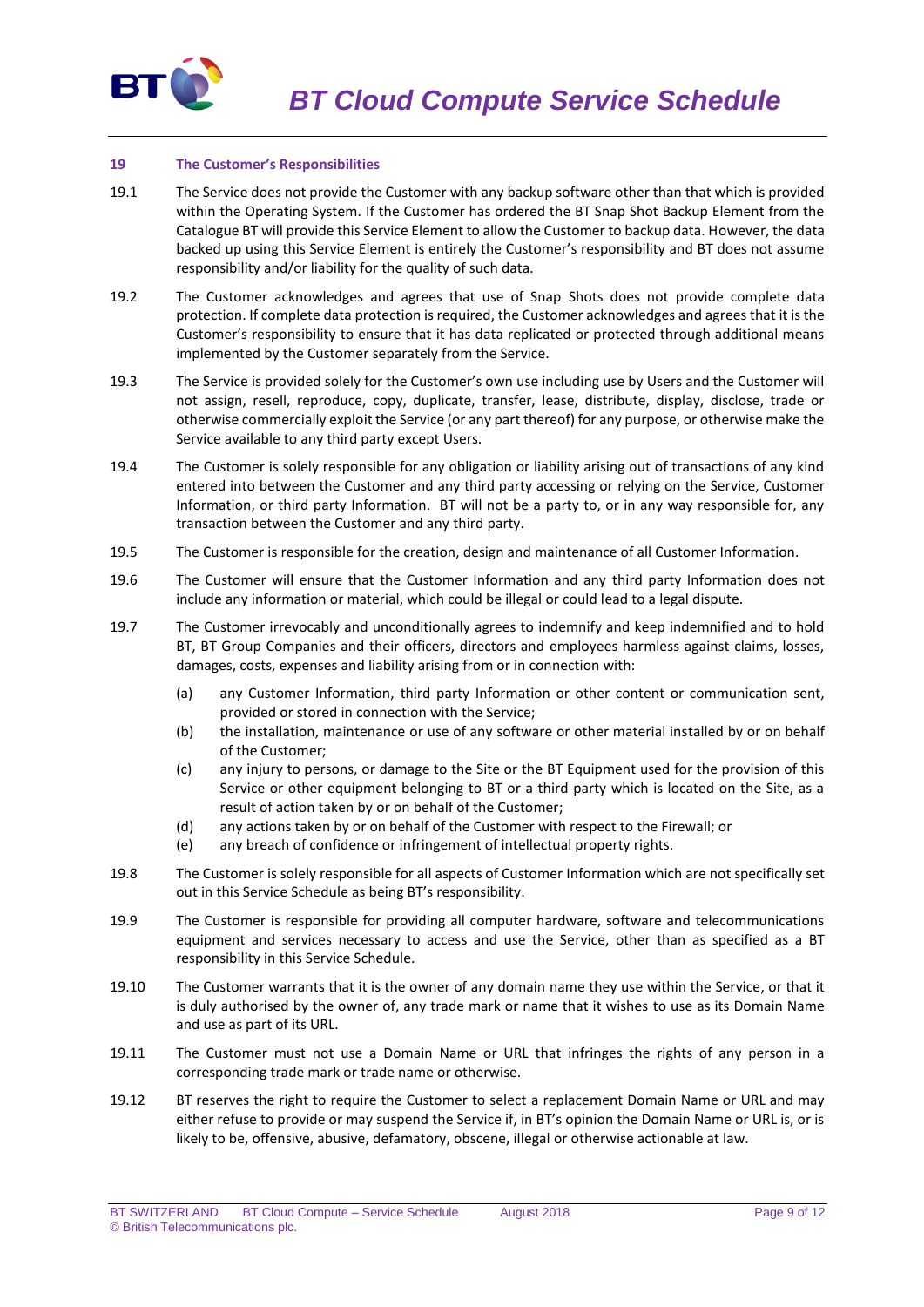## 19 The Customer's Responsibilities

19.1 The Service does not provide the Customer with any backup software other than that which is provided within the Operating System. If the Customer has ordered the BT Snap Shot Backup Element from the Catalogue BT will provide this Service Element to allow the Customer to backup data. However, the data backed up using this Service Element is entirely the Customer's responsibility and BT does not assume responsibility and/or liability for the quality of such data.

19.2 The Customer acknowledges and agrees that use of Snap Shots does not provide complete data protection. If complete data protection is required, the Customer acknowledges and agrees that it is the Customer's responsibility to ensure that it has data replicated or protected through additional means implemented by the Customer separately from the Service.

19.3 The Service is provided solely for the Customer's own use including use by Users and the Customer will not assign, resell, reproduce, copy, duplicate, transfer, lease, distribute, display, disclose, trade or otherwise commercially exploit the Service (or any part thereof) for any purpose, or otherwise make the Service available to any third party except Users.

19.4 The Customer is solely responsible for any obligation or liability arising out of transactions of any kind entered into between the Customer and any third party accessing or relying on the Service, Customer Information, or third party Information. BT will not be a party to, or in any way responsible for, any transaction between the Customer and any third party.

19.5 The Customer is responsible for the creation, design and maintenance of all Customer Information.

19.6 The Customer will ensure that the Customer Information and any third party Information does not include any information or material, which could be illegal or could lead to a legal dispute.

19.7 The Customer irrevocably and unconditionally agrees to indemnify and keep indemnified and to hold BT, BT Group Companies and their officers, directors and employees harmless against claims, losses, damages, costs, expenses and liability arising from or in connection with:

(a) any Customer Information, third party Information or other content or communication sent, provided or stored in connection with the Service;

(b) the installation, maintenance or use of any software or other material installed by or on behalf of the Customer;

(c) any injury to persons, or damage to the Site or the BT Equipment used for the provision of this Service or other equipment belonging to BT or a third party which is located on the Site, as a result of action taken by or on behalf of the Customer;

(d) any actions taken by or on behalf of the Customer with respect to the Firewall; or

(e) any breach of confidence or infringement of intellectual property rights.

19.8 The Customer is solely responsible for all aspects of Customer Information which are not specifically set out in this Service Schedule as being BT's responsibility.

19.9 The Customer is responsible for providing all computer hardware, software and telecommunications equipment and services necessary to access and use the Service, other than as specified as a BT responsibility in this Service Schedule.

19.10 The Customer warrants that it is the owner of any domain name they use within the Service, or that it is duly authorised by the owner of, any trade mark or name that it wishes to use as its Domain Name and use as part of its URL.

19.11 The Customer must not use a Domain Name or URL that infringes the rights of any person in a corresponding trade mark or trade name or otherwise.

19.12 BT reserves the right to require the Customer to select a replacement Domain Name or URL and may either refuse to provide or may suspend the Service if, in BT's opinion the Domain Name or URL is, or is likely to be, offensive, abusive, defamatory, obscene, illegal or otherwise actionable at law.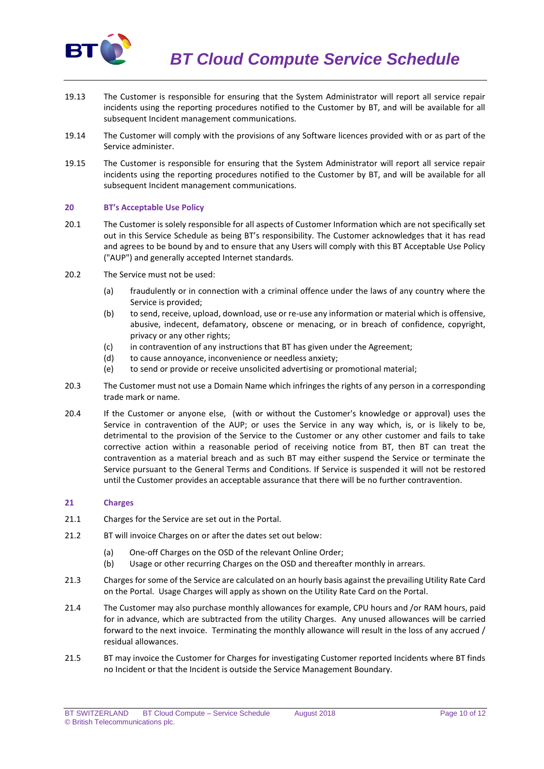19.13 The Customer is responsible for ensuring that the System Administrator will report all service repair incidents using the reporting procedures notified to the Customer by BT, and will be available for all subsequent Incident management communications.

19.14 The Customer will comply with the provisions of any Software licences provided with or as part of the Service administer.

19.15 The Customer is responsible for ensuring that the System Administrator will report all service repair incidents using the reporting procedures notified to the Customer by BT, and will be available for all subsequent Incident management communications.

## 20 BT's Acceptable Use Policy

20.1 The Customer is solely responsible for all aspects of Customer Information which are not specifically set out in this Service Schedule as being BT's responsibility. The Customer acknowledges that it has read and agrees to be bound by and to ensure that any Users will comply with this BT Acceptable Use Policy ("AUP") and generally accepted Internet standards.

20.2 The Service must not be used:

- (a) fraudulently or in connection with a criminal offence under the laws of any country where the Service is provided;
- (b) to send, receive, upload, download, use or re-use any information or material which is offensive, abusive, indecent, defamatory, obscene or menacing, or in breach of confidence, copyright, privacy or any other rights;
- (c) in contravention of any instructions that BT has given under the Agreement;
- (d) to cause annoyance, inconvenience or needless anxiety;
- (e) to send or provide or receive unsolicited advertising or promotional material;

20.3 The Customer must not use a Domain Name which infringes the rights of any person in a corresponding trade mark or name.

20.4 If the Customer or anyone else, (with or without the Customer's knowledge or approval) uses the Service in contravention of the AUP; or uses the Service in any way which, is, or is likely to be, detrimental to the provision of the Service to the Customer or any other customer and fails to take corrective action within a reasonable period of receiving notice from BT, then BT can treat the contravention as a material breach and as such BT may either suspend the Service or terminate the Service pursuant to the General Terms and Conditions. If Service is suspended it will not be restored until the Customer provides an acceptable assurance that there will be no further contravention.

## 21 Charges

21.1 Charges for the Service are set out in the Portal.

21.2 BT will invoice Charges on or after the dates set out below:

- (a) One-off Charges on the OSD of the relevant Online Order;
- (b) Usage or other recurring Charges on the OSD and thereafter monthly in arrears.

21.3 Charges for some of the Service are calculated on an hourly basis against the prevailing Utility Rate Card on the Portal. Usage Charges will apply as shown on the Utility Rate Card on the Portal.

21.4 The Customer may also purchase monthly allowances for example, CPU hours and /or RAM hours, paid for in advance, which are subtracted from the utility Charges. Any unused allowances will be carried forward to the next invoice. Terminating the monthly allowance will result in the loss of any accrued / residual allowances.

21.5 BT may invoice the Customer for Charges for investigating Customer reported Incidents where BT finds no Incident or that the Incident is outside the Service Management Boundary.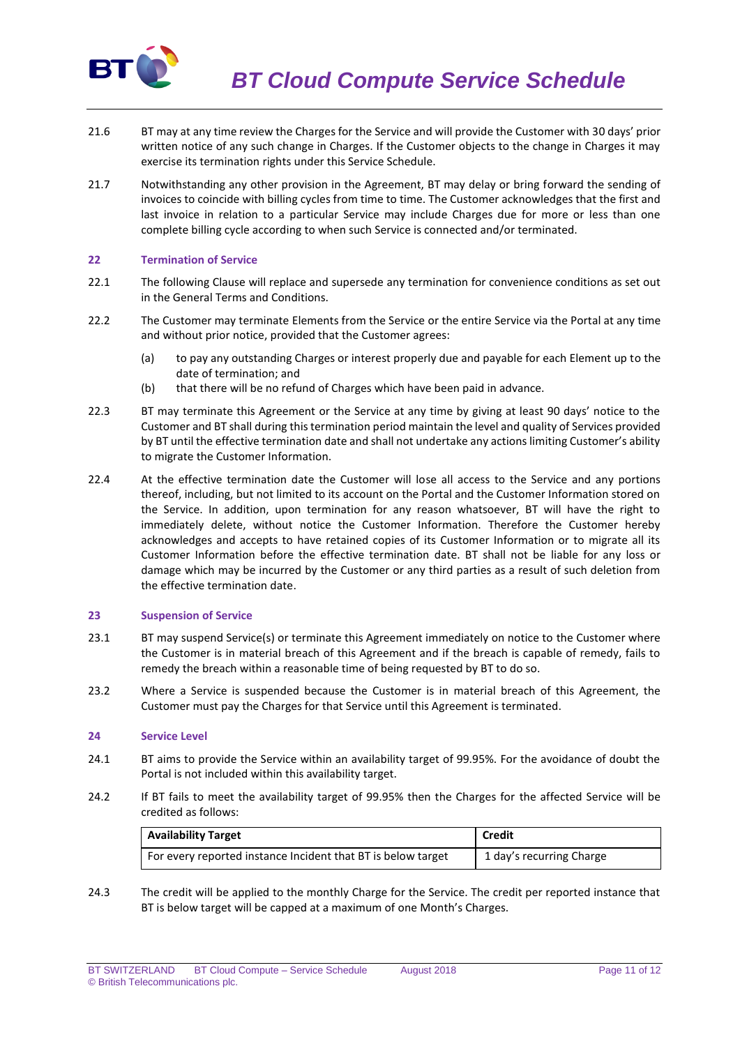21.6 BT may at any time review the Charges for the Service and will provide the Customer with 30 days' prior written notice of any such change in Charges. If the Customer objects to the change in Charges it may exercise its termination rights under this Service Schedule.

21.7 Notwithstanding any other provision in the Agreement, BT may delay or bring forward the sending of invoices to coincide with billing cycles from time to time. The Customer acknowledges that the first and last invoice in relation to a particular Service may include Charges due for more or less than one complete billing cycle according to when such Service is connected and/or terminated.

## 22 Termination of Service

22.1 The following Clause will replace and supersede any termination for convenience conditions as set out in the General Terms and Conditions.

22.2 The Customer may terminate Elements from the Service or the entire Service via the Portal at any time and without prior notice, provided that the Customer agrees:

(a) to pay any outstanding Charges or interest properly due and payable for each Element up to the date of termination; and

(b) that there will be no refund of Charges which have been paid in advance.

22.3 BT may terminate this Agreement or the Service at any time by giving at least 90 days' notice to the Customer and BT shall during this termination period maintain the level and quality of Services provided by BT until the effective termination date and shall not undertake any actions limiting Customer's ability to migrate the Customer Information.

22.4 At the effective termination date the Customer will lose all access to the Service and any portions thereof, including, but not limited to its account on the Portal and the Customer Information stored on the Service. In addition, upon termination for any reason whatsoever, BT will have the right to immediately delete, without notice the Customer Information. Therefore the Customer hereby acknowledges and accepts to have retained copies of its Customer Information or to migrate all its Customer Information before the effective termination date. BT shall not be liable for any loss or damage which may be incurred by the Customer or any third parties as a result of such deletion from the effective termination date.

## 23 Suspension of Service

23.1 BT may suspend Service(s) or terminate this Agreement immediately on notice to the Customer where the Customer is in material breach of this Agreement and if the breach is capable of remedy, fails to remedy the breach within a reasonable time of being requested by BT to do so.

23.2 Where a Service is suspended because the Customer is in material breach of this Agreement, the Customer must pay the Charges for that Service until this Agreement is terminated.

## 24 Service Level

24.1 BT aims to provide the Service within an availability target of 99.95%. For the avoidance of doubt the Portal is not included within this availability target.

24.2 If BT fails to meet the availability target of 99.95% then the Charges for the affected Service will be credited as follows:

| Availability Target | Credit |
|---|---|
| For every reported instance Incident that BT is below target | 1 day's recurring Charge |

24.3 The credit will be applied to the monthly Charge for the Service. The credit per reported instance that BT is below target will be capped at a maximum of one Month's Charges.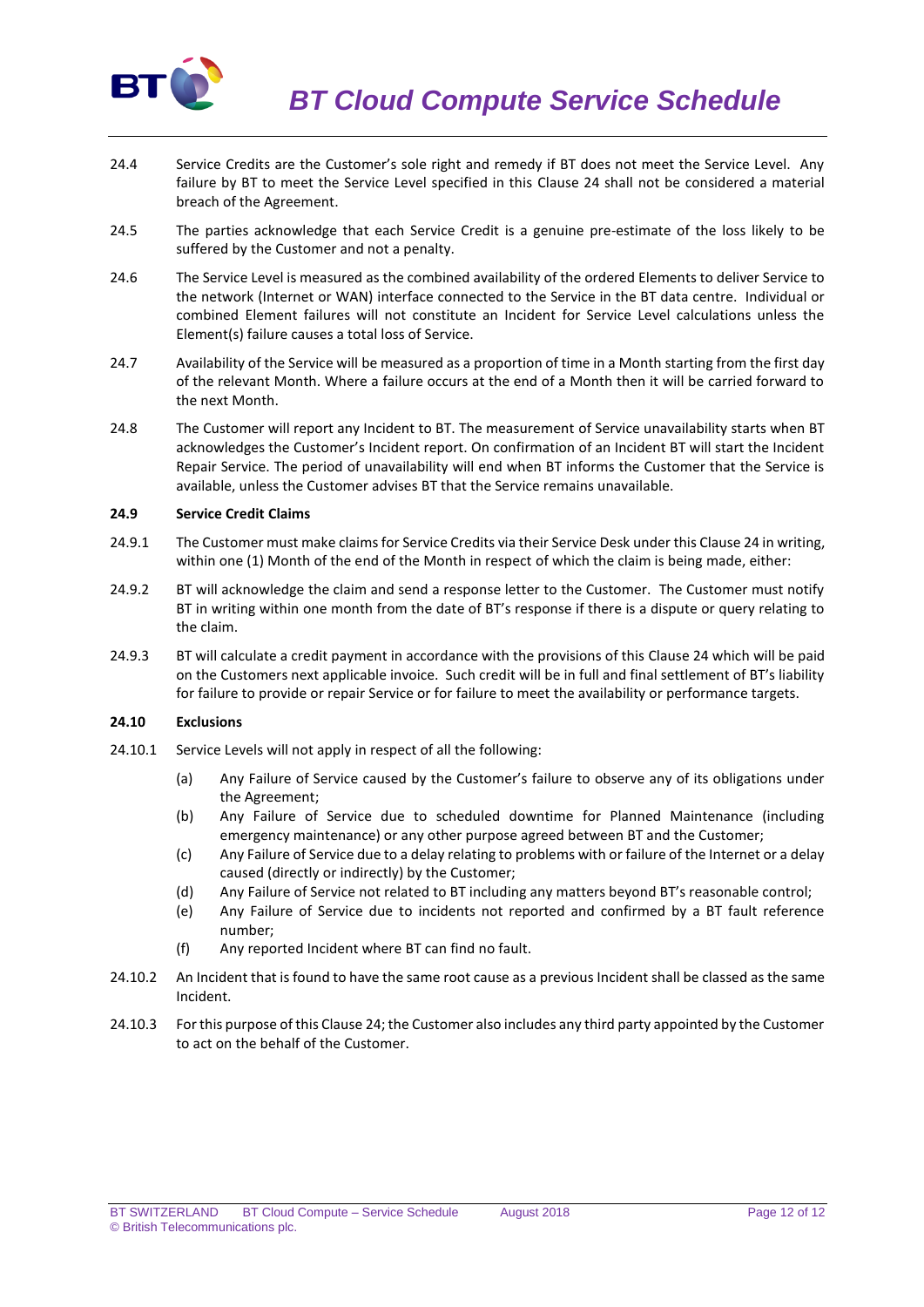24.4 Service Credits are the Customer's sole right and remedy if BT does not meet the Service Level. Any failure by BT to meet the Service Level specified in this Clause 24 shall not be considered a material breach of the Agreement.

24.5 The parties acknowledge that each Service Credit is a genuine pre-estimate of the loss likely to be suffered by the Customer and not a penalty.

24.6 The Service Level is measured as the combined availability of the ordered Elements to deliver Service to the network (Internet or WAN) interface connected to the Service in the BT data centre. Individual or combined Element failures will not constitute an Incident for Service Level calculations unless the Element(s) failure causes a total loss of Service.

24.7 Availability of the Service will be measured as a proportion of time in a Month starting from the first day of the relevant Month. Where a failure occurs at the end of a Month then it will be carried forward to the next Month.

24.8 The Customer will report any Incident to BT. The measurement of Service unavailability starts when BT acknowledges the Customer's Incident report. On confirmation of an Incident BT will start the Incident Repair Service. The period of unavailability will end when BT informs the Customer that the Service is available, unless the Customer advises BT that the Service remains unavailable.

**24.9 Service Credit Claims**

24.9.1 The Customer must make claims for Service Credits via their Service Desk under this Clause 24 in writing, within one (1) Month of the end of the Month in respect of which the claim is being made, either:

24.9.2 BT will acknowledge the claim and send a response letter to the Customer. The Customer must notify BT in writing within one month from the date of BT's response if there is a dispute or query relating to the claim.

24.9.3 BT will calculate a credit payment in accordance with the provisions of this Clause 24 which will be paid on the Customers next applicable invoice. Such credit will be in full and final settlement of BT's liability for failure to provide or repair Service or for failure to meet the availability or performance targets.

**24.10 Exclusions**

24.10.1 Service Levels will not apply in respect of all the following:

(a) Any Failure of Service caused by the Customer's failure to observe any of its obligations under the Agreement;
(b) Any Failure of Service due to scheduled downtime for Planned Maintenance (including emergency maintenance) or any other purpose agreed between BT and the Customer;
(c) Any Failure of Service due to a delay relating to problems with or failure of the Internet or a delay caused (directly or indirectly) by the Customer;
(d) Any Failure of Service not related to BT including any matters beyond BT's reasonable control;
(e) Any Failure of Service due to incidents not reported and confirmed by a BT fault reference number;
(f) Any reported Incident where BT can find no fault.

24.10.2 An Incident that is found to have the same root cause as a previous Incident shall be classed as the same Incident.

24.10.3 For this purpose of this Clause 24; the Customer also includes any third party appointed by the Customer to act on the behalf of the Customer.